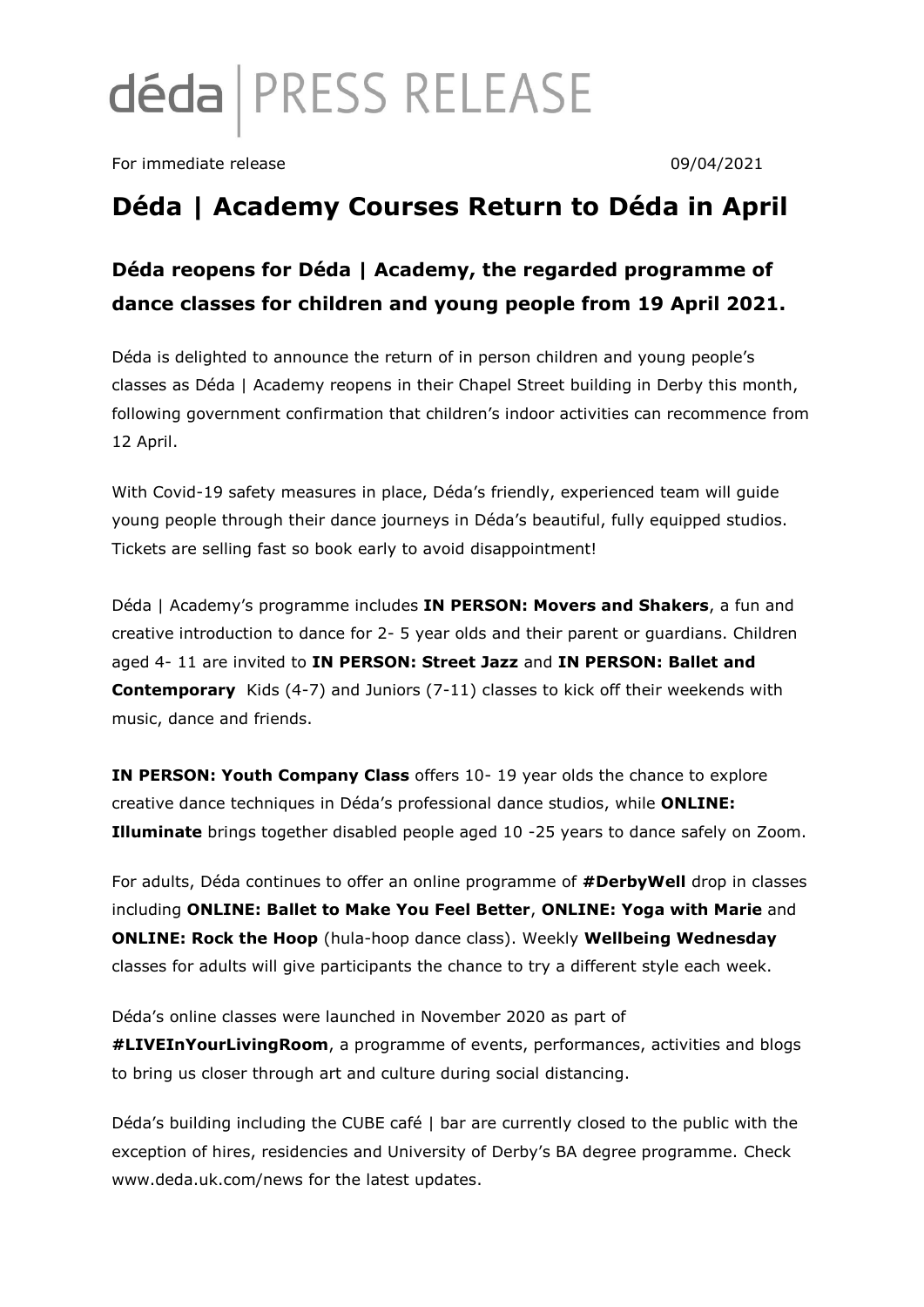# déda | PRESS RELEASE

For immediate release 09/04/2021

## Déda | Academy Courses Return to Déda in April

### Déda reopens for Déda | Academy, the regarded programme of dance classes for children and young people from 19 April 2021.

Déda is delighted to announce the return of in person children and young people's classes as Déda | Academy reopens in their Chapel Street building in Derby this month, following government confirmation that children's indoor activities can recommence from 12 April.

With Covid-19 safety measures in place, Déda's friendly, experienced team will guide young people through their dance journeys in Déda's beautiful, fully equipped studios. Tickets are selling fast so book early to avoid disappointment!

Déda | Academy's programme includes **IN PERSON: Movers and Shakers**, a fun and creative introduction to dance for 2- 5 year olds and their parent or guardians. Children aged 4- 11 are invited to **IN PERSON: Street Jazz** and **IN PERSON: Ballet and Contemporary** Kids (4-7) and Juniors (7-11) classes to kick off their weekends with music, dance and friends.

**IN PERSON: Youth Company Class** offers 10- 19 year olds the chance to explore creative dance techniques in Déda's professional dance studios, while **ONLINE: Illuminate** brings together disabled people aged 10 -25 years to dance safely on Zoom.

For adults, Déda continues to offer an online programme of **#DerbyWell** drop in classes including **ONLINE: Ballet to Make You Feel Better**, **ONLINE: Yoga with Marie** and **ONLINE: Rock the Hoop** (hula-hoop dance class). Weekly **Wellbeing Wednesday** classes for adults will give participants the chance to try a different style each week.

Déda's online classes were launched in November 2020 as part of **#LIVEInYourLivingRoom**, a programme of events, performances, activities and blogs to bring us closer through art and culture during social distancing.

Déda's building including the CUBE café | bar are currently closed to the public with the exception of hires, residencies and University of Derby's BA degree programme. Check www.deda.uk.com/news for the latest updates.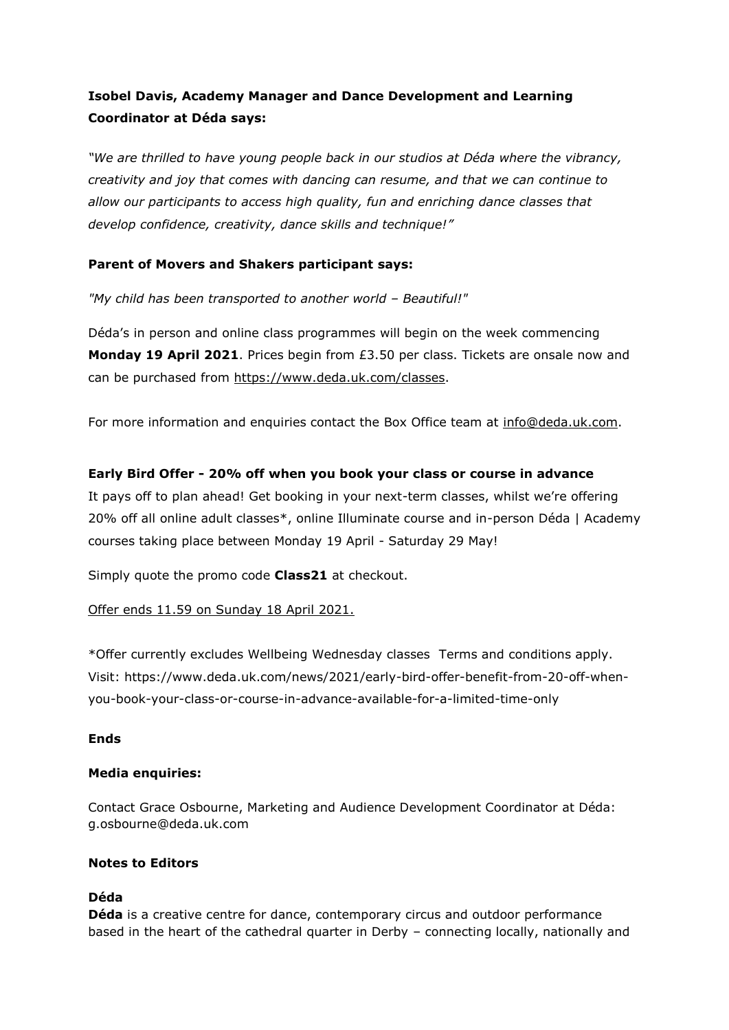**Isobel Davis, Academy Manager and Dance Development and Learning Coordinator at Déda says:**

*"We are thrilled to have young people back in our studios at Déda where the vibrancy, creativity and joy that comes with dancing can resume, and that we can continue to allow our participants to access high quality, fun and enriching dance classes that develop confidence, creativity, dance skills and technique!"*

**Parent of Movers and Shakers participant says:**

*"My child has been transported to another world – Beautiful!"*

Déda's in person and online class programmes will begin on the week commencing **Monday 19 April 2021**. Prices begin from £3.50 per class. Tickets are onsale now and can be purchased from https://www.deda.uk.com/classes.

For more information and enquiries contact the Box Office team at info@deda.uk.com.

**Early Bird Offer - 20% off when you book your class or course in advance**

It pays off to plan ahead! Get booking in your next-term classes, whilst we're offering 20% off all online adult classes*, online Illuminate course and in-person Déda | Academy courses taking place between Monday 19 April - Saturday 29 May!

Simply quote the promo code **Class21** at checkout.

Offer ends 11.59 on Sunday 18 April 2021.

*Offer currently excludes Wellbeing Wednesday classes Terms and conditions apply. Visit: https://www.deda.uk.com/news/2021/early-bird-offer-benefit-from-20-off-when-you-book-your-class-or-course-in-advance-available-for-a-limited-time-only

**Ends**

**Media enquiries:**

Contact Grace Osbourne, Marketing and Audience Development Coordinator at Déda: g.osbourne@deda.uk.com

**Notes to Editors**

**Déda**

**Déda** is a creative centre for dance, contemporary circus and outdoor performance based in the heart of the cathedral quarter in Derby – connecting locally, nationally and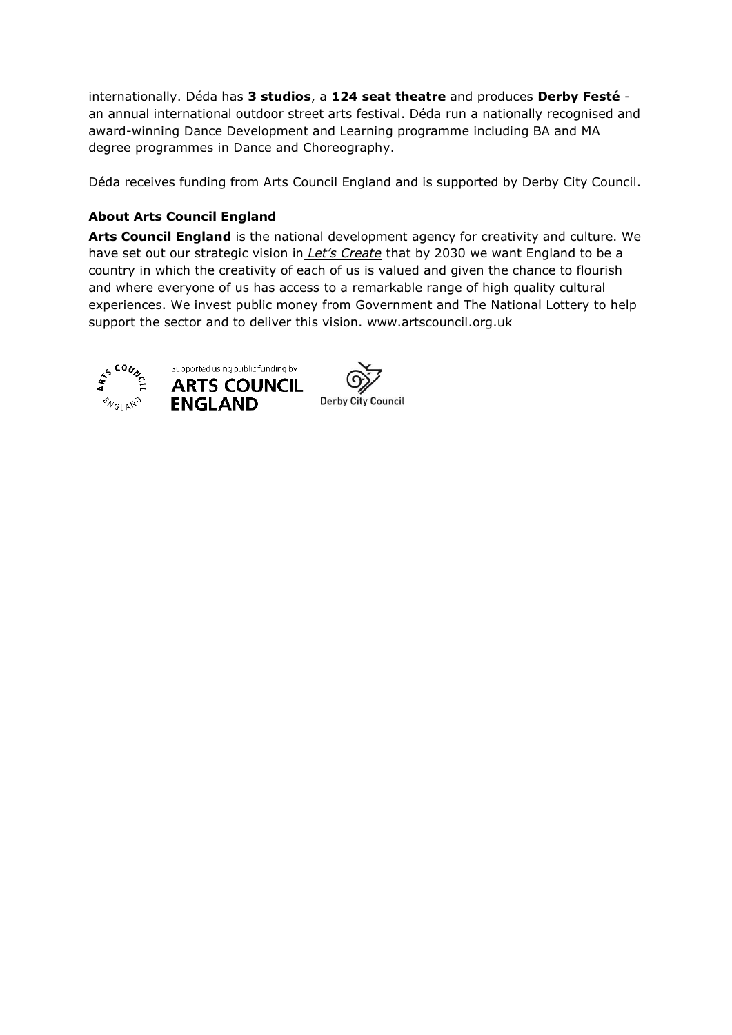internationally. Déda has **3 studios**, a **124 seat theatre** and produces **Derby Festé** - an annual international outdoor street arts festival. Déda run a nationally recognised and award-winning Dance Development and Learning programme including BA and MA degree programmes in Dance and Choreography.

Déda receives funding from Arts Council England and is supported by Derby City Council.

**About Arts Council England**

**Arts Council England** is the national development agency for creativity and culture. We have set out our strategic vision in *Let's Create* that by 2030 we want England to be a country in which the creativity of each of us is valued and given the chance to flourish and where everyone of us has access to a remarkable range of high quality cultural experiences. We invest public money from Government and The National Lottery to help support the sector and to deliver this vision. www.artscouncil.org.uk

Supported using public funding by ARTS COUNCIL ENGLAND

Derby City Council